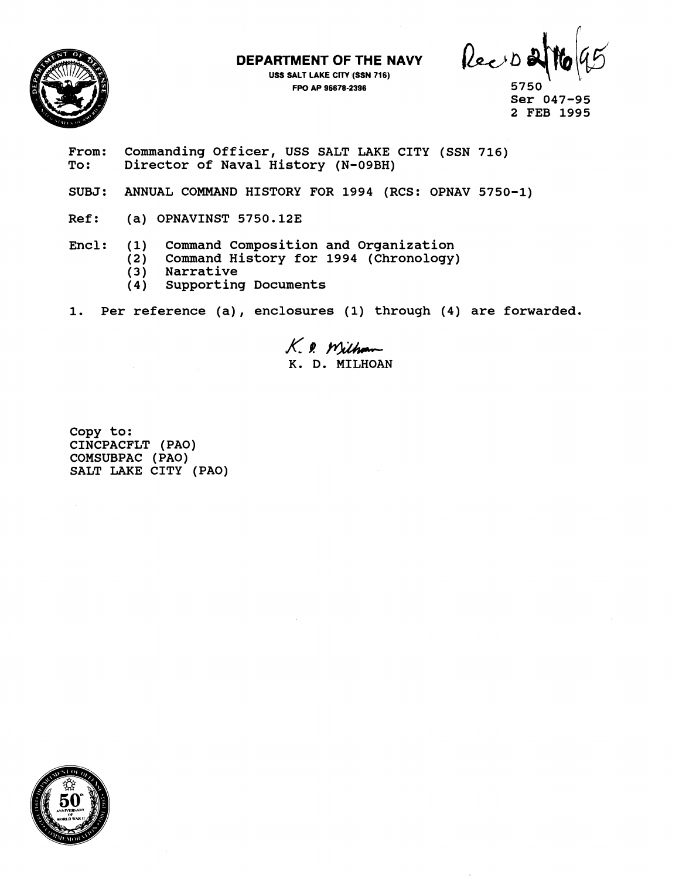**DEPARTMENT OF THE NAVY**
USS SALT LAKE CITY (SSN 716)
FPO AP 96678-2396

Rec'D 2/16/95

5750
Ser 047-95
2 FEB 1995

From: Commanding Officer, USS SALT LAKE CITY (SSN 716)
To: Director of Naval History (N-09BH)

SUBJ: ANNUAL COMMAND HISTORY FOR 1994 (RCS: OPNAV 5750-1)

Ref: (a) OPNAVINST 5750.12E

Encl: (1) Command Composition and Organization
(2) Command History for 1994 (Chronology)
(3) Narrative
(4) Supporting Documents

1. Per reference (a), enclosures (1) through (4) are forwarded.

K. D. Milhoan
K. D. MILHOAN

Copy to:
CINCPACFLT (PAO)
COMSUBPAC (PAO)
SALT LAKE CITY (PAO)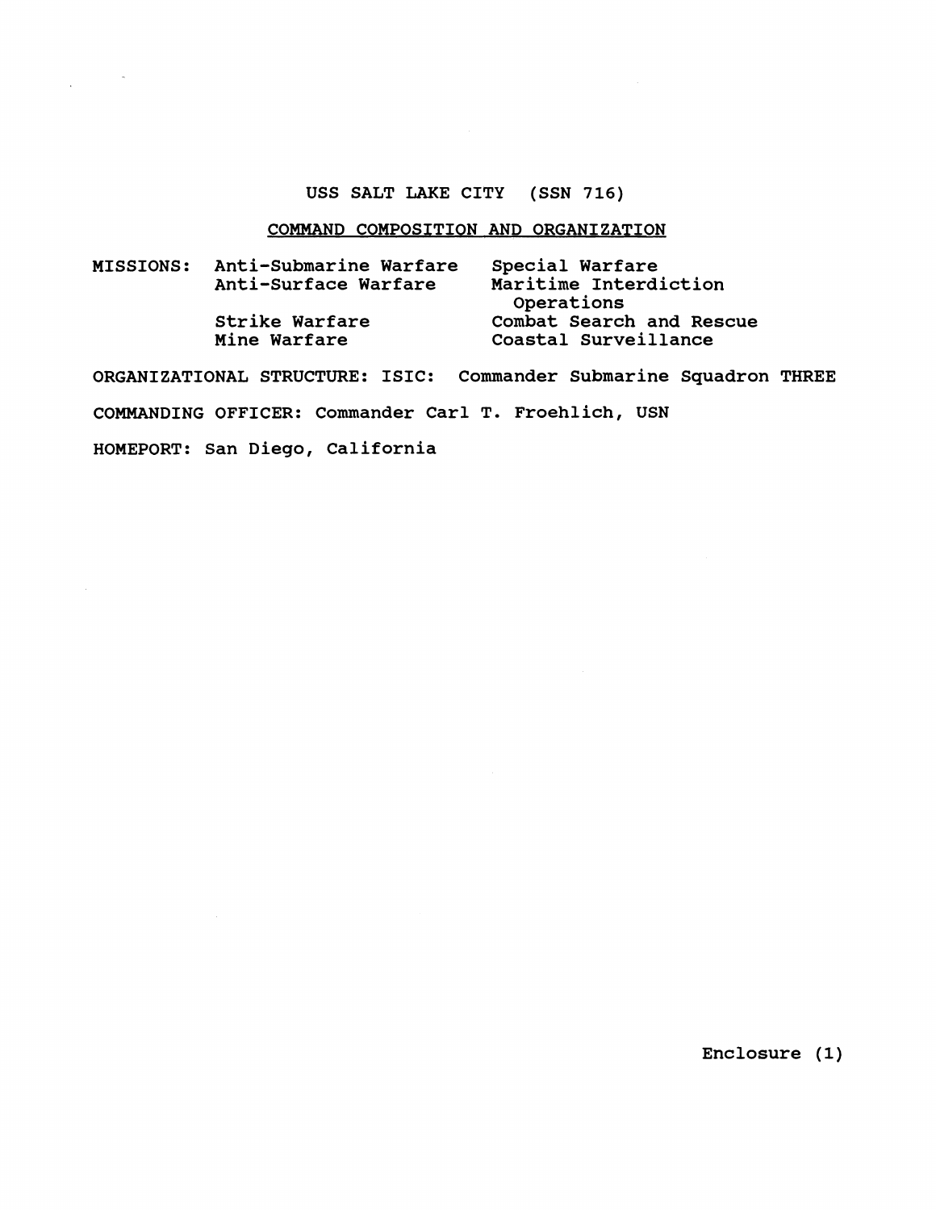# USS SALT LAKE CITY (SSN 716)

## COMMAND COMPOSITION AND ORGANIZATION

MISSIONS:

| | |
|---|---|
| Anti-Submarine Warfare | Special Warfare |
| Anti-Surface Warfare | Maritime Interdiction Operations |
| Strike Warfare | Combat Search and Rescue |
| Mine Warfare | Coastal Surveillance |

ORGANIZATIONAL STRUCTURE: ISIC: Commander Submarine Squadron THREE

COMMANDING OFFICER: Commander Carl T. Froehlich, USN

HOMEPORT: San Diego, California

Enclosure (1)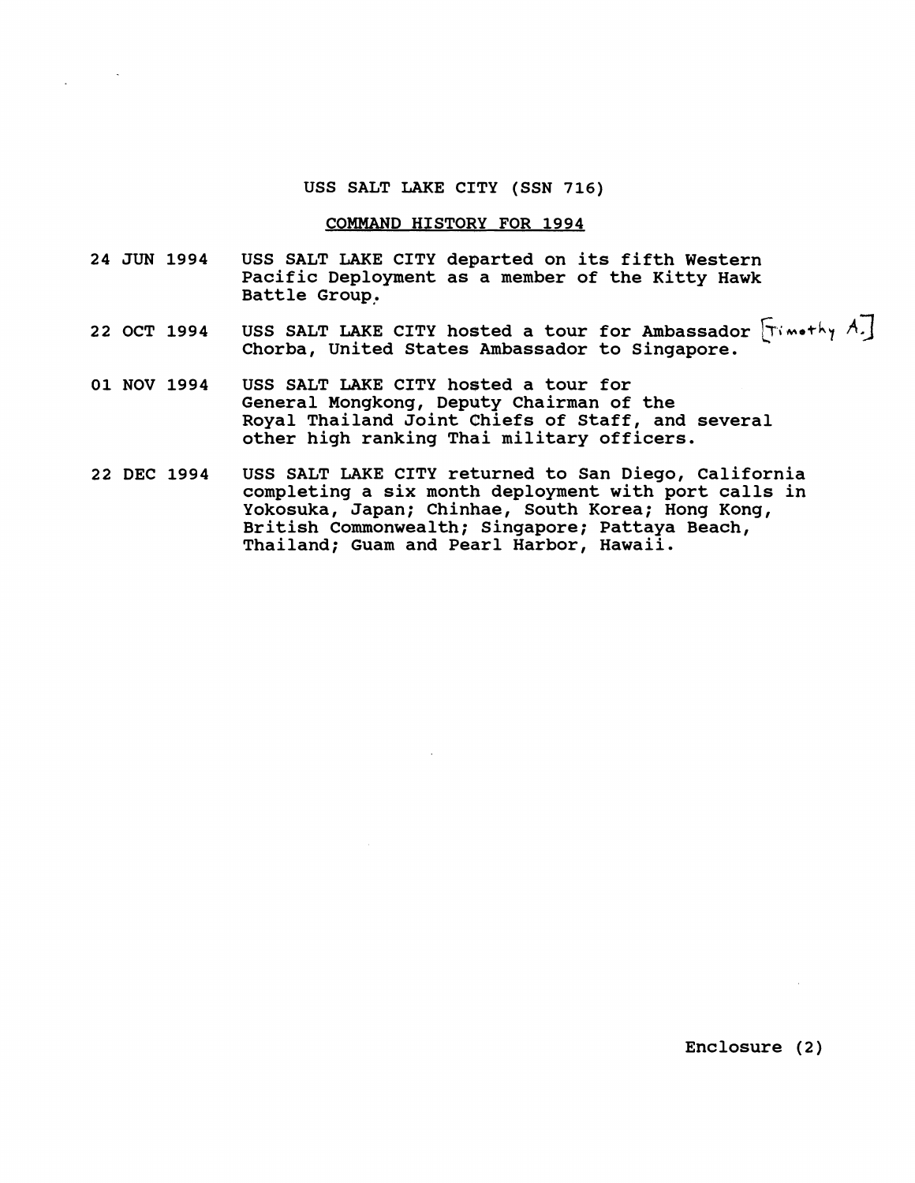USS SALT LAKE CITY (SSN 716)

COMMAND HISTORY FOR 1994

24 JUN 1994 USS SALT LAKE CITY departed on its fifth Western Pacific Deployment as a member of the Kitty Hawk Battle Group.

22 OCT 1994 USS SALT LAKE CITY hosted a tour for Ambassador [Timothy A.] Chorba, United States Ambassador to Singapore.

01 NOV 1994 USS SALT LAKE CITY hosted a tour for General Mongkong, Deputy Chairman of the Royal Thailand Joint Chiefs of Staff, and several other high ranking Thai military officers.

22 DEC 1994 USS SALT LAKE CITY returned to San Diego, California completing a six month deployment with port calls in Yokosuka, Japan; Chinhae, South Korea; Hong Kong, British Commonwealth; Singapore; Pattaya Beach, Thailand; Guam and Pearl Harbor, Hawaii.

Enclosure (2)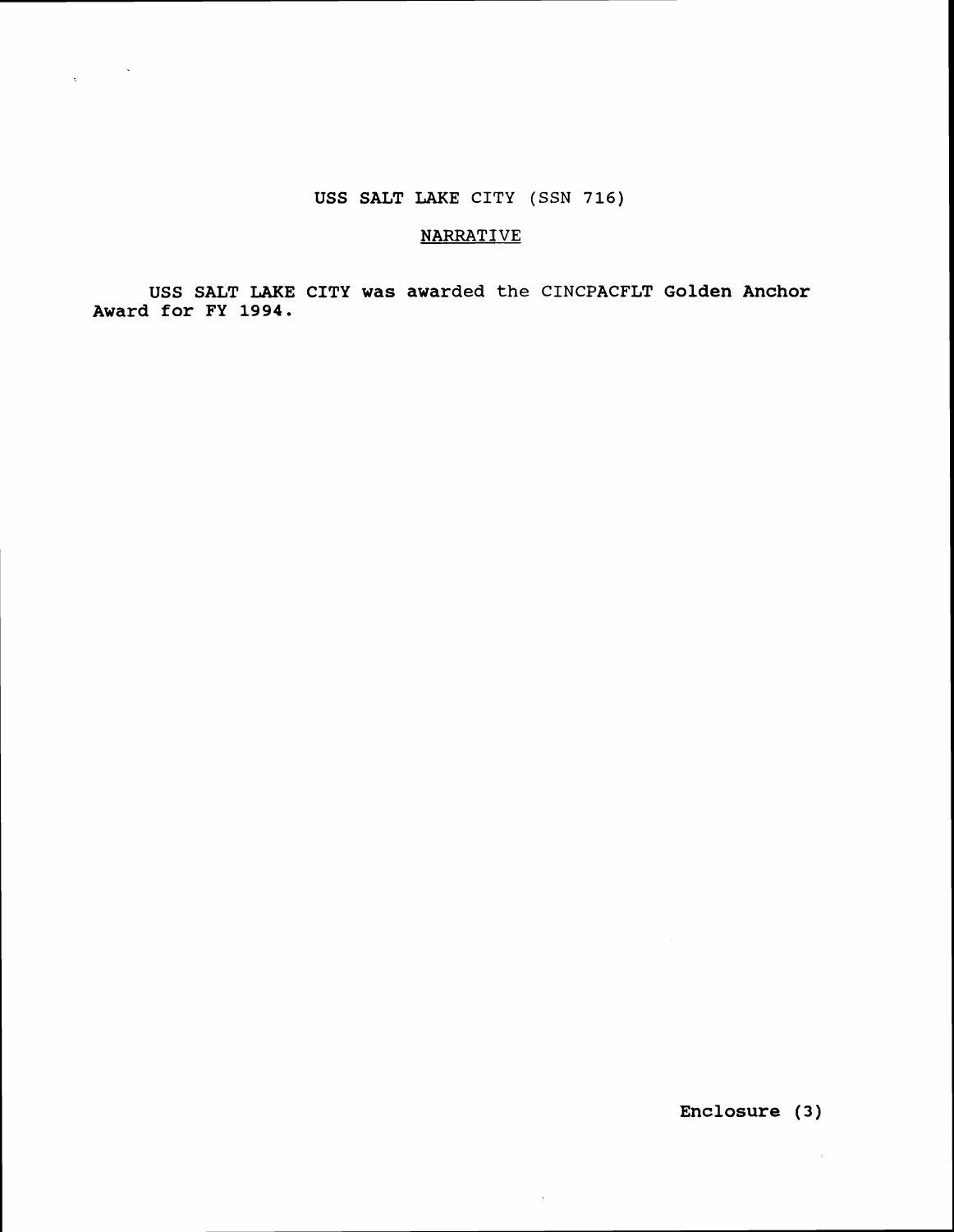USS SALT LAKE CITY (SSN 716)

NARRATIVE

USS SALT LAKE CITY was awarded the CINCPACFLT Golden Anchor Award for FY 1994.

**Enclosure (3)**